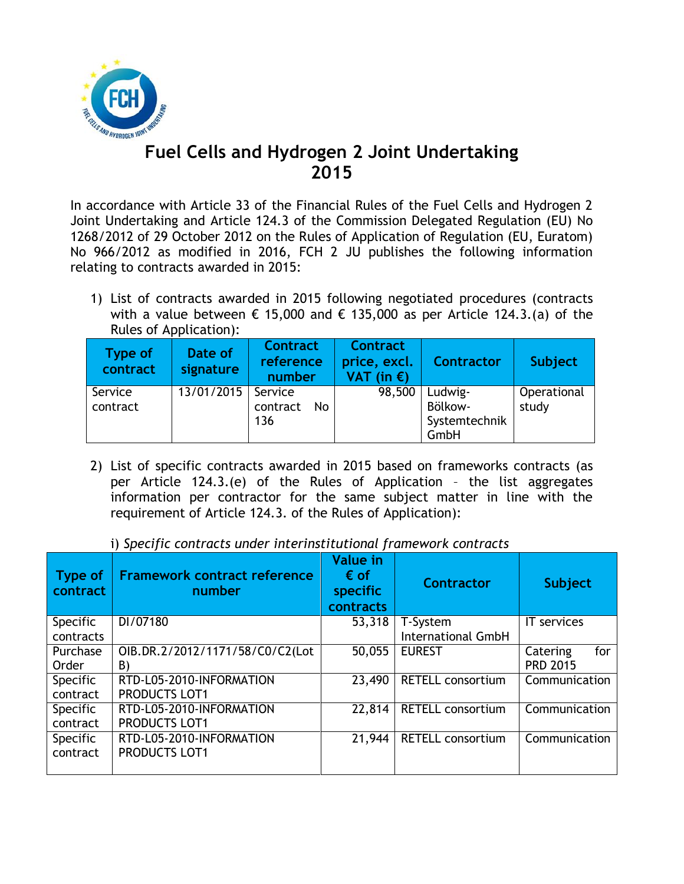# Fuel Cells and Hydrogen 2 Joint Undertaking 2015

In accordance with Article 33 of the Financial Rules of the Fuel Cells and Hydrogen 2 Joint Undertaking and Article 124.3 of the Commission Delegated Regulation (EU) No 1268/2012 of 29 October 2012 on the Rules of Application of Regulation (EU, Euratom) No 966/2012 as modified in 2016, FCH 2 JU publishes the following information relating to contracts awarded in 2015:

1) List of contracts awarded in 2015 following negotiated procedures (contracts with a value between € 15,000 and € 135,000 as per Article 124.3.(a) of the Rules of Application):

| Type of contract | Date of signature | Contract reference number | Contract price, excl. VAT (in €) | Contractor | Subject |
|---|---|---|---|---|---|
| Service contract | 13/01/2015 | Service contract No 136 | 98,500 | Ludwig-Bölkow-Systemtechnik GmbH | Operational study |

2) List of specific contracts awarded in 2015 based on frameworks contracts (as per Article 124.3.(e) of the Rules of Application – the list aggregates information per contractor for the same subject matter in line with the requirement of Article 124.3. of the Rules of Application):

i) *Specific contracts under interinstitutional framework contracts*

| Type of contract | Framework contract reference number | Value in € of specific contracts | Contractor | Subject |
|---|---|---|---|---|
| Specific contracts | DI/07180 | 53,318 | T-System International GmbH | IT services |
| Purchase Order | OIB.DR.2/2012/1171/58/C0/C2(Lot B) | 50,055 | EUREST | Catering for PRD 2015 |
| Specific contract | RTD-L05-2010-INFORMATION PRODUCTS LOT1 | 23,490 | RETELL consortium | Communication |
| Specific contract | RTD-L05-2010-INFORMATION PRODUCTS LOT1 | 22,814 | RETELL consortium | Communication |
| Specific contract | RTD-L05-2010-INFORMATION PRODUCTS LOT1 | 21,944 | RETELL consortium | Communication |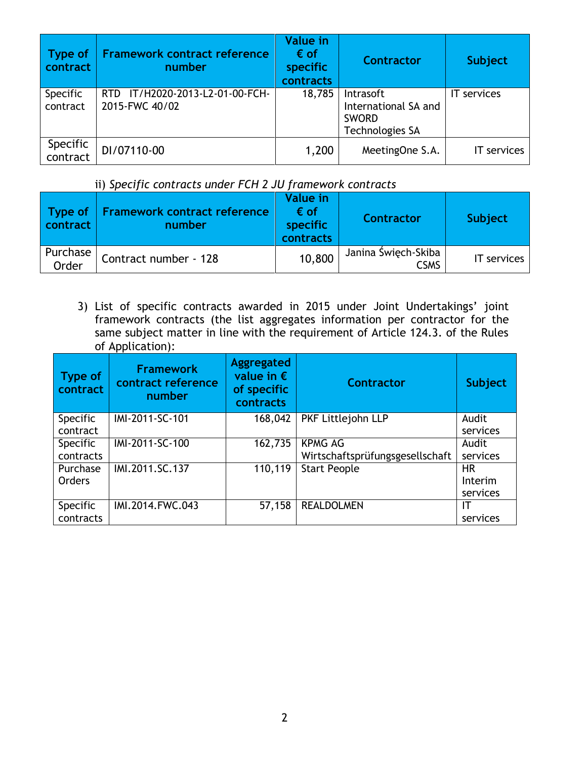| Type of contract | Framework contract reference number | Value in € of specific contracts | Contractor | Subject |
|---|---|---|---|---|
| Specific contract | RTD IT/H2020-2013-L2-01-00-FCH-2015-FWC 40/02 | 18,785 | Intrasoft International SA and SWORD Technologies SA | IT services |
| Specific contract | DI/07110-00 | 1,200 | MeetingOne S.A. | IT services |

ii) *Specific contracts under FCH 2 JU framework contracts*

| Type of contract | Framework contract reference number | Value in € of specific contracts | Contractor | Subject |
|---|---|---|---|---|
| Purchase Order | Contract number - 128 | 10,800 | Janina Święch-Skiba CSMS | IT services |

3) List of specific contracts awarded in 2015 under Joint Undertakings' joint framework contracts (the list aggregates information per contractor for the same subject matter in line with the requirement of Article 124.3. of the Rules of Application):

| Type of contract | Framework contract reference number | Aggregated value in € of specific contracts | Contractor | Subject |
|---|---|---|---|---|
| Specific contract | IMI-2011-SC-101 | 168,042 | PKF Littlejohn LLP | Audit services |
| Specific contracts | IMI-2011-SC-100 | 162,735 | KPMG AG Wirtschaftsprüfungsgesellschaft | Audit services |
| Purchase Orders | IMI.2011.SC.137 | 110,119 | Start People | HR Interim services |
| Specific contracts | IMI.2014.FWC.043 | 57,158 | REALDOLMEN | IT services |